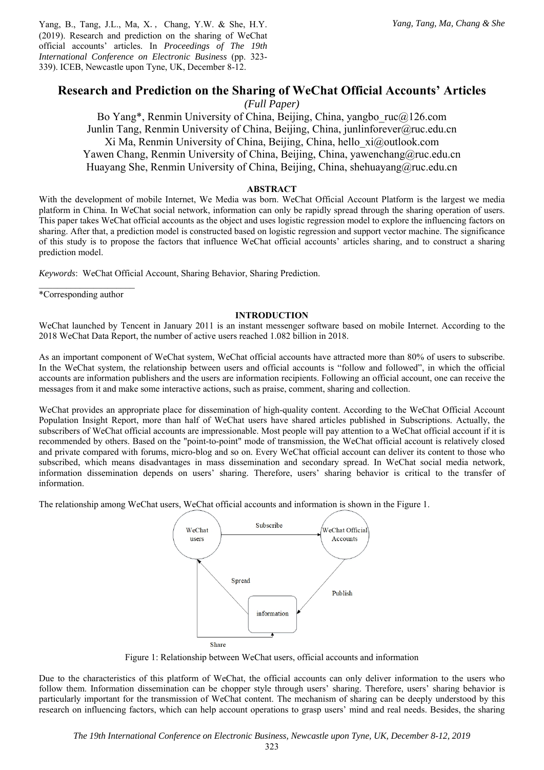Yang, B., Tang, J.L., Ma, X., Chang, Y.W. & She, H.Y. (2019). Research and prediction on the sharing of WeChat official accounts' articles. In *Proceedings of The 19th International Conference on Electronic Business* (pp. 323-339). ICEB, Newcastle upon Tyne, UK, December 8-12.

# Research and Prediction on the Sharing of WeChat Official Accounts' Articles

*(Full Paper)*

Bo Yang*, Renmin University of China, Beijing, China, yangbo_ruc@126.com
Junlin Tang, Renmin University of China, Beijing, China, junlinforever@ruc.edu.cn
Xi Ma, Renmin University of China, Beijing, China, hello_xi@outlook.com
Yawen Chang, Renmin University of China, Beijing, China, yawenchang@ruc.edu.cn
Huayang She, Renmin University of China, Beijing, China, shehuayang@ruc.edu.cn

## ABSTRACT

With the development of mobile Internet, We Media was born. WeChat Official Account Platform is the largest we media platform in China. In WeChat social network, information can only be rapidly spread through the sharing operation of users. This paper takes WeChat official accounts as the object and uses logistic regression model to explore the influencing factors on sharing. After that, a prediction model is constructed based on logistic regression and support vector machine. The significance of this study is to propose the factors that influence WeChat official accounts' articles sharing, and to construct a sharing prediction model.

*Keywords*: WeChat Official Account, Sharing Behavior, Sharing Prediction.

*Corresponding author

## INTRODUCTION

WeChat launched by Tencent in January 2011 is an instant messenger software based on mobile Internet. According to the 2018 WeChat Data Report, the number of active users reached 1.082 billion in 2018.

As an important component of WeChat system, WeChat official accounts have attracted more than 80% of users to subscribe. In the WeChat system, the relationship between users and official accounts is "follow and followed", in which the official accounts are information publishers and the users are information recipients. Following an official account, one can receive the messages from it and make some interactive actions, such as praise, comment, sharing and collection.

WeChat provides an appropriate place for dissemination of high-quality content. According to the WeChat Official Account Population Insight Report, more than half of WeChat users have shared articles published in Subscriptions. Actually, the subscribers of WeChat official accounts are impressionable. Most people will pay attention to a WeChat official account if it is recommended by others. Based on the "point-to-point" mode of transmission, the WeChat official account is relatively closed and private compared with forums, micro-blog and so on. Every WeChat official account can deliver its content to those who subscribed, which means disadvantages in mass dissemination and secondary spread. In WeChat social media network, information dissemination depends on users' sharing. Therefore, users' sharing behavior is critical to the transfer of information.

The relationship among WeChat users, WeChat official accounts and information is shown in the Figure 1.

Figure 1: Relationship between WeChat users, official accounts and information

Due to the characteristics of this platform of WeChat, the official accounts can only deliver information to the users who follow them. Information dissemination can be chopper style through users' sharing. Therefore, users' sharing behavior is particularly important for the transmission of WeChat content. The mechanism of sharing can be deeply understood by this research on influencing factors, which can help account operations to grasp users' mind and real needs. Besides, the sharing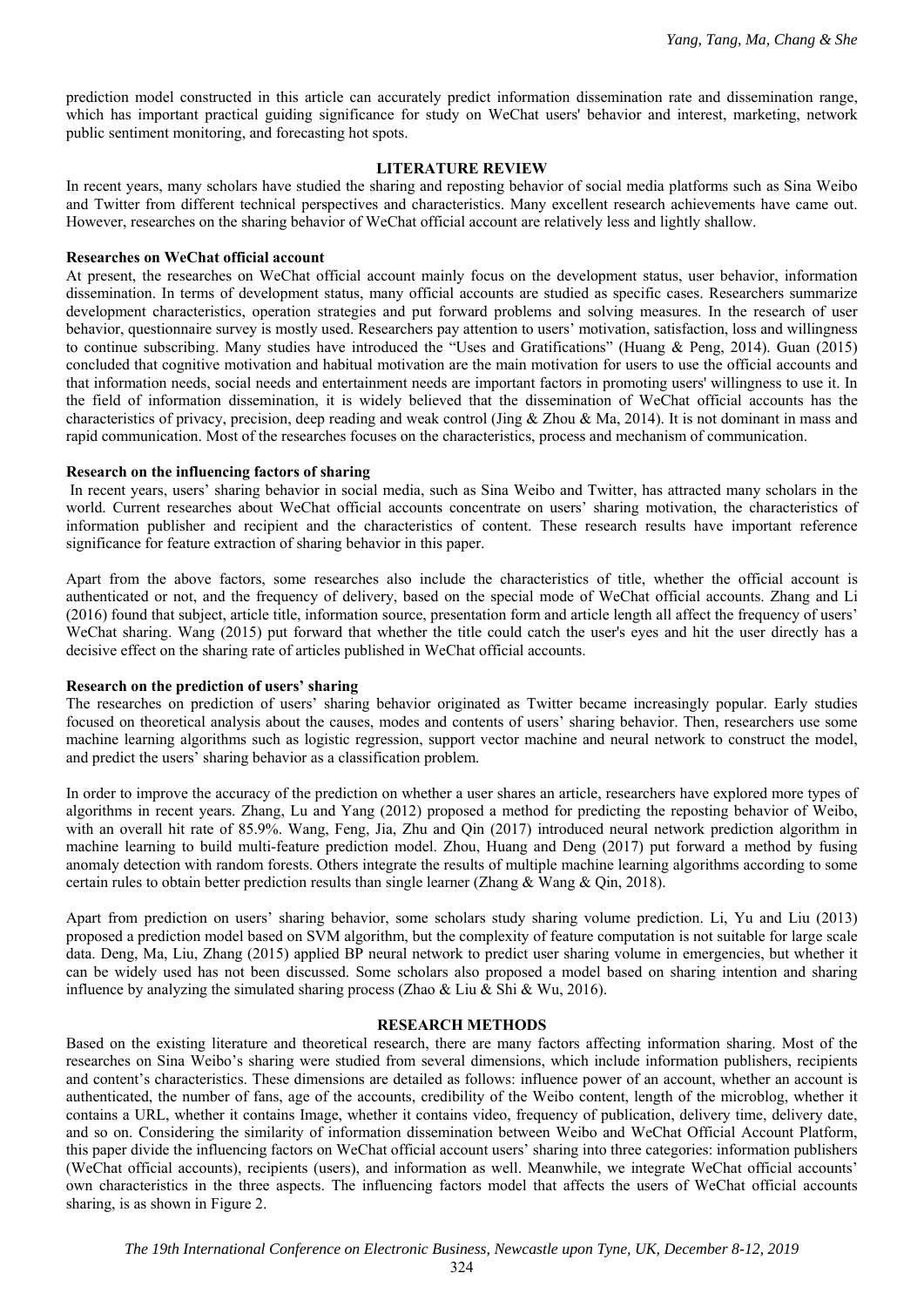prediction model constructed in this article can accurately predict information dissemination rate and dissemination range, which has important practical guiding significance for study on WeChat users' behavior and interest, marketing, network public sentiment monitoring, and forecasting hot spots.

## LITERATURE REVIEW

In recent years, many scholars have studied the sharing and reposting behavior of social media platforms such as Sina Weibo and Twitter from different technical perspectives and characteristics. Many excellent research achievements have came out. However, researches on the sharing behavior of WeChat official account are relatively less and lightly shallow.

### Researches on WeChat official account

At present, the researches on WeChat official account mainly focus on the development status, user behavior, information dissemination. In terms of development status, many official accounts are studied as specific cases. Researchers summarize development characteristics, operation strategies and put forward problems and solving measures. In the research of user behavior, questionnaire survey is mostly used. Researchers pay attention to users' motivation, satisfaction, loss and willingness to continue subscribing. Many studies have introduced the "Uses and Gratifications" (Huang & Peng, 2014). Guan (2015) concluded that cognitive motivation and habitual motivation are the main motivation for users to use the official accounts and that information needs, social needs and entertainment needs are important factors in promoting users' willingness to use it. In the field of information dissemination, it is widely believed that the dissemination of WeChat official accounts has the characteristics of privacy, precision, deep reading and weak control (Jing & Zhou & Ma, 2014). It is not dominant in mass and rapid communication. Most of the researches focuses on the characteristics, process and mechanism of communication.

### Research on the influencing factors of sharing

In recent years, users' sharing behavior in social media, such as Sina Weibo and Twitter, has attracted many scholars in the world. Current researches about WeChat official accounts concentrate on users' sharing motivation, the characteristics of information publisher and recipient and the characteristics of content. These research results have important reference significance for feature extraction of sharing behavior in this paper.

Apart from the above factors, some researches also include the characteristics of title, whether the official account is authenticated or not, and the frequency of delivery, based on the special mode of WeChat official accounts. Zhang and Li (2016) found that subject, article title, information source, presentation form and article length all affect the frequency of users' WeChat sharing. Wang (2015) put forward that whether the title could catch the user's eyes and hit the user directly has a decisive effect on the sharing rate of articles published in WeChat official accounts.

### Research on the prediction of users' sharing

The researches on prediction of users' sharing behavior originated as Twitter became increasingly popular. Early studies focused on theoretical analysis about the causes, modes and contents of users' sharing behavior. Then, researchers use some machine learning algorithms such as logistic regression, support vector machine and neural network to construct the model, and predict the users' sharing behavior as a classification problem.

In order to improve the accuracy of the prediction on whether a user shares an article, researchers have explored more types of algorithms in recent years. Zhang, Lu and Yang (2012) proposed a method for predicting the reposting behavior of Weibo, with an overall hit rate of 85.9%. Wang, Feng, Jia, Zhu and Qin (2017) introduced neural network prediction algorithm in machine learning to build multi-feature prediction model. Zhou, Huang and Deng (2017) put forward a method by fusing anomaly detection with random forests. Others integrate the results of multiple machine learning algorithms according to some certain rules to obtain better prediction results than single learner (Zhang & Wang & Qin, 2018).

Apart from prediction on users' sharing behavior, some scholars study sharing volume prediction. Li, Yu and Liu (2013) proposed a prediction model based on SVM algorithm, but the complexity of feature computation is not suitable for large scale data. Deng, Ma, Liu, Zhang (2015) applied BP neural network to predict user sharing volume in emergencies, but whether it can be widely used has not been discussed. Some scholars also proposed a model based on sharing intention and sharing influence by analyzing the simulated sharing process (Zhao & Liu & Shi & Wu, 2016).

## RESEARCH METHODS

Based on the existing literature and theoretical research, there are many factors affecting information sharing. Most of the researches on Sina Weibo's sharing were studied from several dimensions, which include information publishers, recipients and content's characteristics. These dimensions are detailed as follows: influence power of an account, whether an account is authenticated, the number of fans, age of the accounts, credibility of the Weibo content, length of the microblog, whether it contains a URL, whether it contains Image, whether it contains video, frequency of publication, delivery time, delivery date, and so on. Considering the similarity of information dissemination between Weibo and WeChat Official Account Platform, this paper divide the influencing factors on WeChat official account users' sharing into three categories: information publishers (WeChat official accounts), recipients (users), and information as well. Meanwhile, we integrate WeChat official accounts' own characteristics in the three aspects. The influencing factors model that affects the users of WeChat official accounts sharing, is as shown in Figure 2.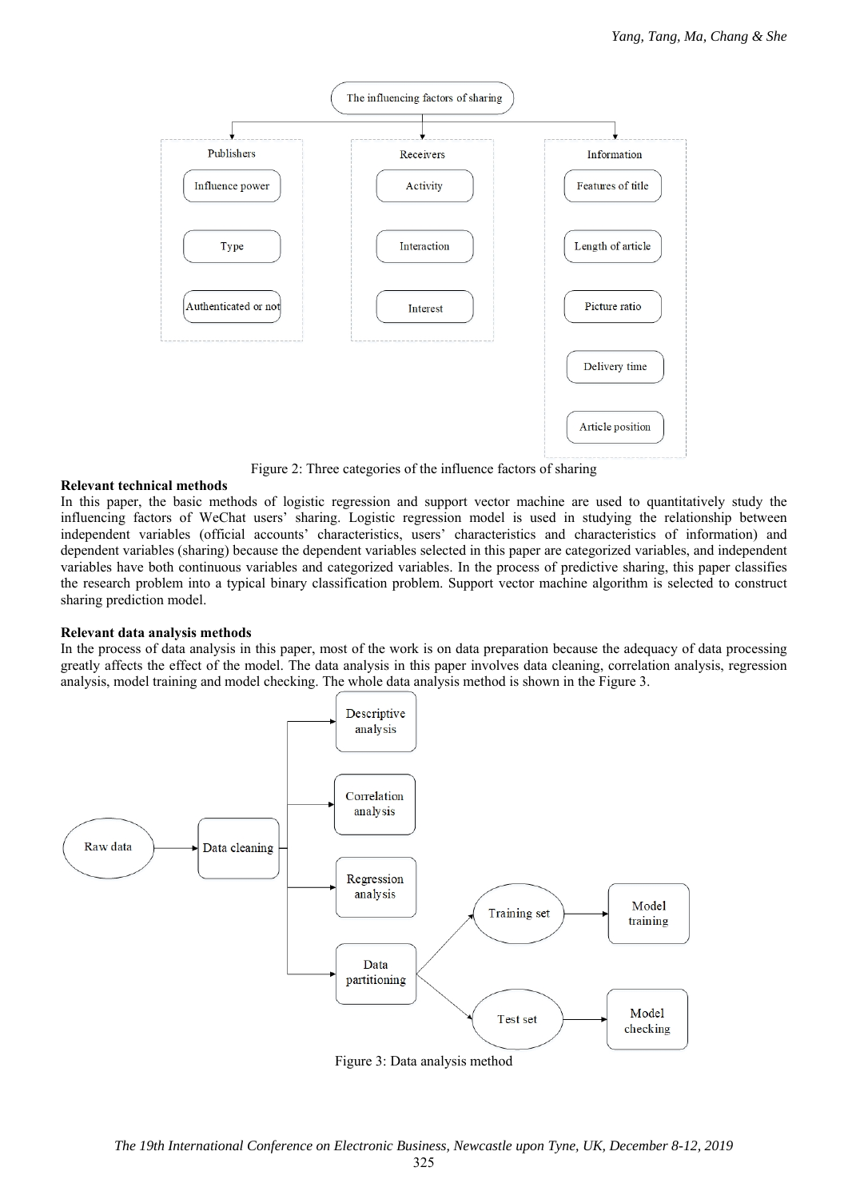Figure 2: Three categories of the influence factors of sharing

**Relevant technical methods**

In this paper, the basic methods of logistic regression and support vector machine are used to quantitatively study the influencing factors of WeChat users' sharing. Logistic regression model is used in studying the relationship between independent variables (official accounts' characteristics, users' characteristics and characteristics of information) and dependent variables (sharing) because the dependent variables selected in this paper are categorized variables, and independent variables have both continuous variables and categorized variables. In the process of predictive sharing, this paper classifies the research problem into a typical binary classification problem. Support vector machine algorithm is selected to construct sharing prediction model.

**Relevant data analysis methods**

In the process of data analysis in this paper, most of the work is on data preparation because the adequacy of data processing greatly affects the effect of the model. The data analysis in this paper involves data cleaning, correlation analysis, regression analysis, model training and model checking. The whole data analysis method is shown in the Figure 3.

Figure 3: Data analysis method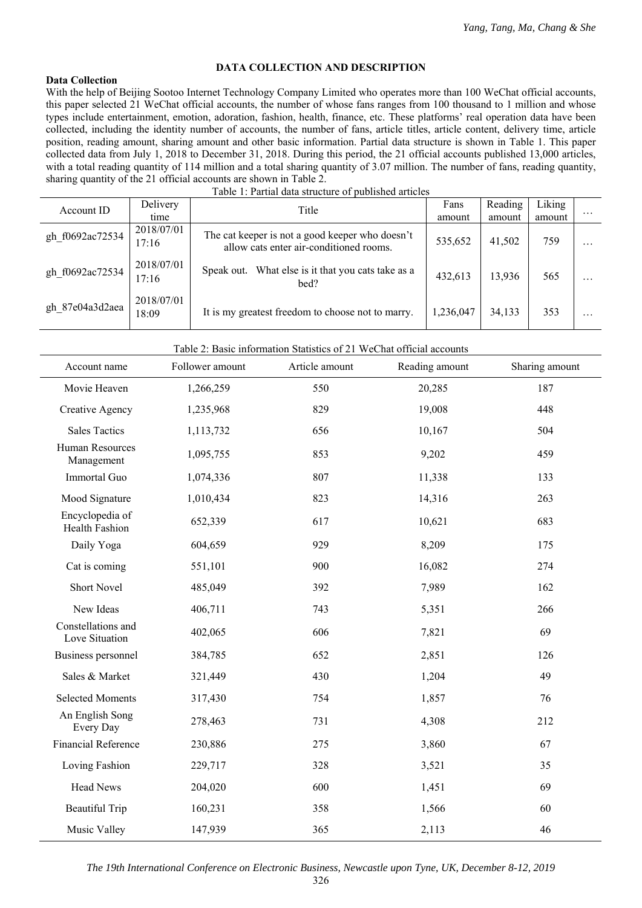## DATA COLLECTION AND DESCRIPTION

### Data Collection

With the help of Beijing Sootoo Internet Technology Company Limited who operates more than 100 WeChat official accounts, this paper selected 21 WeChat official accounts, the number of whose fans ranges from 100 thousand to 1 million and whose types include entertainment, emotion, adoration, fashion, health, finance, etc. These platforms' real operation data have been collected, including the identity number of accounts, the number of fans, article titles, article content, delivery time, article position, reading amount, sharing amount and other basic information. Partial data structure is shown in Table 1. This paper collected data from July 1, 2018 to December 31, 2018. During this period, the 21 official accounts published 13,000 articles, with a total reading quantity of 114 million and a total sharing quantity of 3.07 million. The number of fans, reading quantity, sharing quantity of the 21 official accounts are shown in Table 2.

Table 1: Partial data structure of published articles

| Account ID | Delivery time | Title | Fans amount | Reading amount | Liking amount | … |
|---|---|---|---|---|---|---|
| gh_f0692ac72534 | 2018/07/01 17:16 | The cat keeper is not a good keeper who doesn't allow cats enter air-conditioned rooms. | 535,652 | 41,502 | 759 | … |
| gh_f0692ac72534 | 2018/07/01 17:16 | Speak out. What else is it that you cats take as a bed? | 432,613 | 13,936 | 565 | … |
| gh_87e04a3d2aea | 2018/07/01 18:09 | It is my greatest freedom to choose not to marry. | 1,236,047 | 34,133 | 353 | … |

Table 2: Basic information Statistics of 21 WeChat official accounts

| Account name | Follower amount | Article amount | Reading amount | Sharing amount |
|---|---|---|---|---|
| Movie Heaven | 1,266,259 | 550 | 20,285 | 187 |
| Creative Agency | 1,235,968 | 829 | 19,008 | 448 |
| Sales Tactics | 1,113,732 | 656 | 10,167 | 504 |
| Human Resources Management | 1,095,755 | 853 | 9,202 | 459 |
| Immortal Guo | 1,074,336 | 807 | 11,338 | 133 |
| Mood Signature | 1,010,434 | 823 | 14,316 | 263 |
| Encyclopedia of Health Fashion | 652,339 | 617 | 10,621 | 683 |
| Daily Yoga | 604,659 | 929 | 8,209 | 175 |
| Cat is coming | 551,101 | 900 | 16,082 | 274 |
| Short Novel | 485,049 | 392 | 7,989 | 162 |
| New Ideas | 406,711 | 743 | 5,351 | 266 |
| Constellations and Love Situation | 402,065 | 606 | 7,821 | 69 |
| Business personnel | 384,785 | 652 | 2,851 | 126 |
| Sales & Market | 321,449 | 430 | 1,204 | 49 |
| Selected Moments | 317,430 | 754 | 1,857 | 76 |
| An English Song Every Day | 278,463 | 731 | 4,308 | 212 |
| Financial Reference | 230,886 | 275 | 3,860 | 67 |
| Loving Fashion | 229,717 | 328 | 3,521 | 35 |
| Head News | 204,020 | 600 | 1,451 | 69 |
| Beautiful Trip | 160,231 | 358 | 1,566 | 60 |
| Music Valley | 147,939 | 365 | 2,113 | 46 |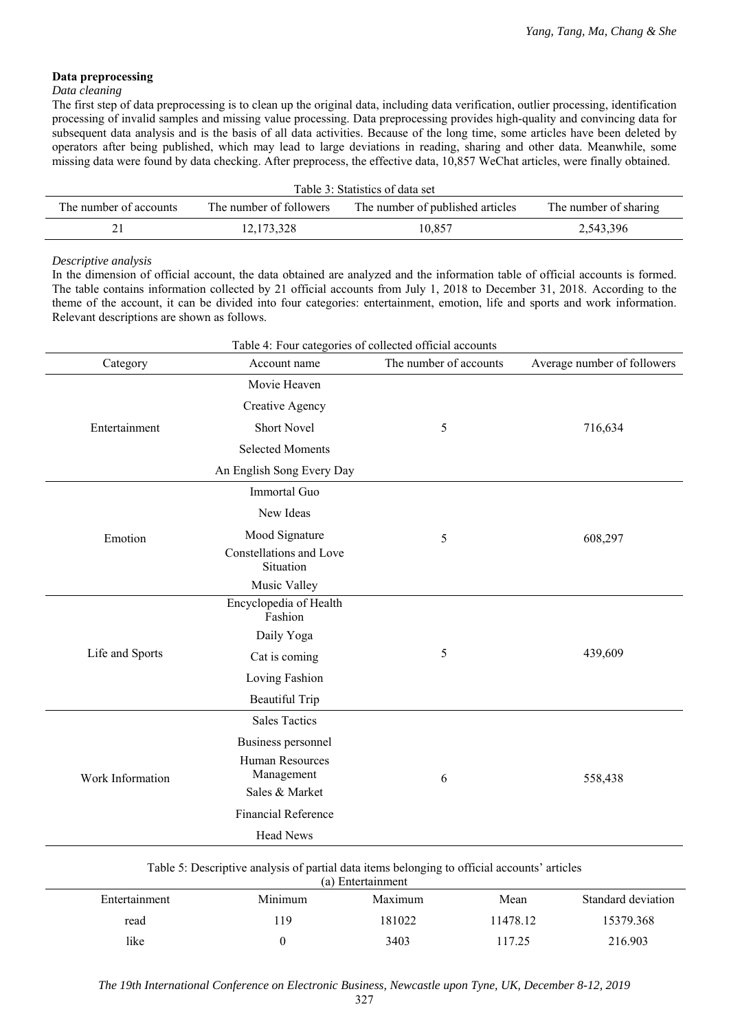### Data preprocessing

*Data cleaning*

The first step of data preprocessing is to clean up the original data, including data verification, outlier processing, identification processing of invalid samples and missing value processing. Data preprocessing provides high-quality and convincing data for subsequent data analysis and is the basis of all data activities. Because of the long time, some articles have been deleted by operators after being published, which may lead to large deviations in reading, sharing and other data. Meanwhile, some missing data were found by data checking. After preprocess, the effective data, 10,857 WeChat articles, were finally obtained.

Table 3: Statistics of data set

| The number of accounts | The number of followers | The number of published articles | The number of sharing |
|---|---|---|---|
| 21 | 12,173,328 | 10,857 | 2,543,396 |

*Descriptive analysis*

In the dimension of official account, the data obtained are analyzed and the information table of official accounts is formed. The table contains information collected by 21 official accounts from July 1, 2018 to December 31, 2018. According to the theme of the account, it can be divided into four categories: entertainment, emotion, life and sports and work information. Relevant descriptions are shown as follows.

Table 4: Four categories of collected official accounts

| Category | Account name | The number of accounts | Average number of followers |
|---|---|---|---|
| Entertainment | Movie Heaven | 5 | 716,634 |
| | Creative Agency | | |
| | Short Novel | | |
| | Selected Moments | | |
| | An English Song Every Day | | |
| Emotion | Immortal Guo | 5 | 608,297 |
| | New Ideas | | |
| | Mood Signature | | |
| | Constellations and Love Situation | | |
| | Music Valley | | |
| Life and Sports | Encyclopedia of Health Fashion | 5 | 439,609 |
| | Daily Yoga | | |
| | Cat is coming | | |
| | Loving Fashion | | |
| | Beautiful Trip | | |
| Work Information | Sales Tactics | 6 | 558,438 |
| | Business personnel | | |
| | Human Resources Management | | |
| | Sales & Market | | |
| | Financial Reference | | |
| | Head News | | |

Table 5: Descriptive analysis of partial data items belonging to official accounts' articles

(a) Entertainment

| Entertainment | Minimum | Maximum | Mean | Standard deviation |
|---|---|---|---|---|
| read | 119 | 181022 | 11478.12 | 15379.368 |
| like | 0 | 3403 | 117.25 | 216.903 |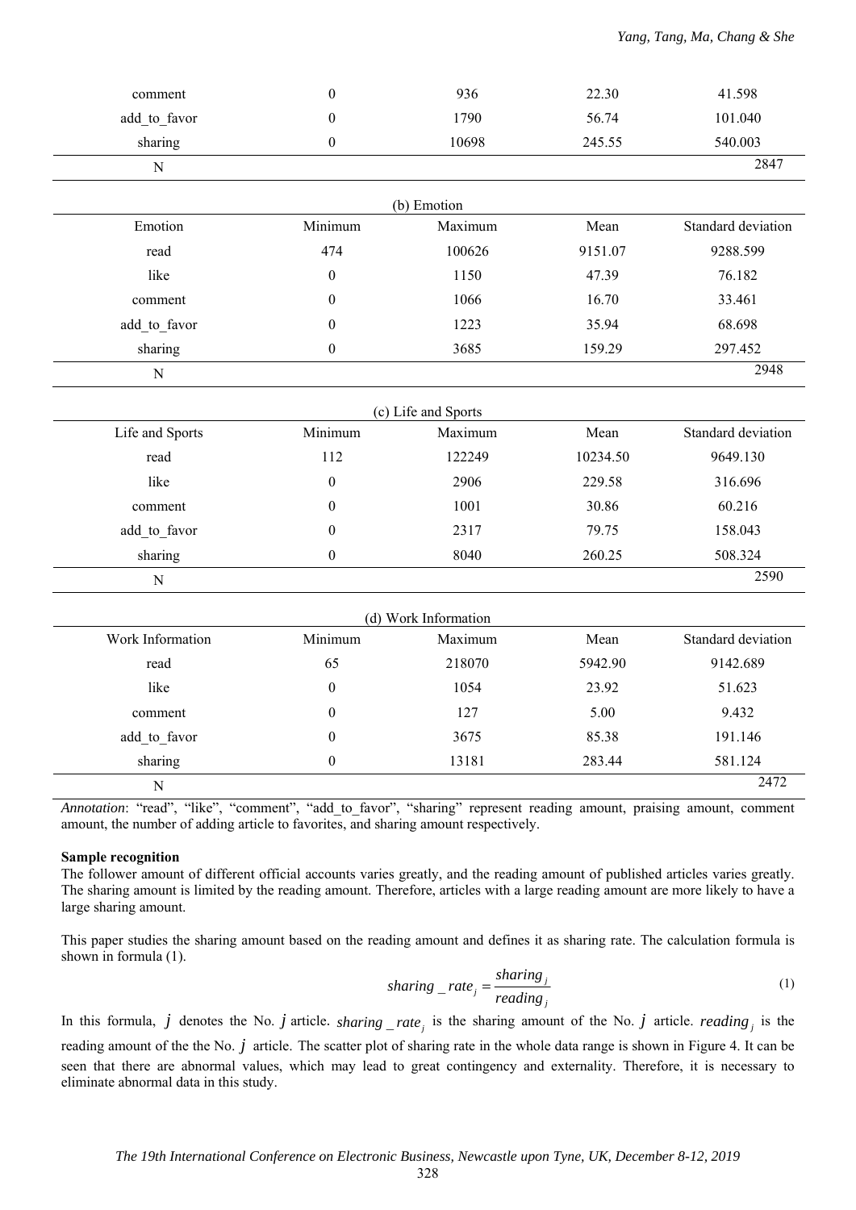| comment | 0 | 936 | 22.30 | 41.598 |
|---|---|---|---|---|
| add_to_favor | 0 | 1790 | 56.74 | 101.040 |
| sharing | 0 | 10698 | 245.55 | 540.003 |
| N | | | | 2847 |

(b) Emotion

| Emotion | Minimum | Maximum | Mean | Standard deviation |
|---|---|---|---|---|
| read | 474 | 100626 | 9151.07 | 9288.599 |
| like | 0 | 1150 | 47.39 | 76.182 |
| comment | 0 | 1066 | 16.70 | 33.461 |
| add_to_favor | 0 | 1223 | 35.94 | 68.698 |
| sharing | 0 | 3685 | 159.29 | 297.452 |
| N | | | | 2948 |

(c) Life and Sports

| Life and Sports | Minimum | Maximum | Mean | Standard deviation |
|---|---|---|---|---|
| read | 112 | 122249 | 10234.50 | 9649.130 |
| like | 0 | 2906 | 229.58 | 316.696 |
| comment | 0 | 1001 | 30.86 | 60.216 |
| add_to_favor | 0 | 2317 | 79.75 | 158.043 |
| sharing | 0 | 8040 | 260.25 | 508.324 |
| N | | | | 2590 |

(d) Work Information

| Work Information | Minimum | Maximum | Mean | Standard deviation |
|---|---|---|---|---|
| read | 65 | 218070 | 5942.90 | 9142.689 |
| like | 0 | 1054 | 23.92 | 51.623 |
| comment | 0 | 127 | 5.00 | 9.432 |
| add_to_favor | 0 | 3675 | 85.38 | 191.146 |
| sharing | 0 | 13181 | 283.44 | 581.124 |
| N | | | | 2472 |

*Annotation*: "read", "like", "comment", "add_to_favor", "sharing" represent reading amount, praising amount, comment amount, the number of adding article to favorites, and sharing amount respectively.

**Sample recognition**

The follower amount of different official accounts varies greatly, and the reading amount of published articles varies greatly. The sharing amount is limited by the reading amount. Therefore, articles with a large reading amount are more likely to have a large sharing amount.

This paper studies the sharing amount based on the reading amount and defines it as sharing rate. The calculation formula is shown in formula (1).

$$sharing\_rate_j = \frac{sharing_j}{reading_j} \tag{1}$$

In this formula, $j$ denotes the No. $j$ article. $sharing\_rate_j$ is the sharing amount of the No. $j$ article. $reading_j$ is the reading amount of the the No. $j$ article. The scatter plot of sharing rate in the whole data range is shown in Figure 4. It can be seen that there are abnormal values, which may lead to great contingency and externality. Therefore, it is necessary to eliminate abnormal data in this study.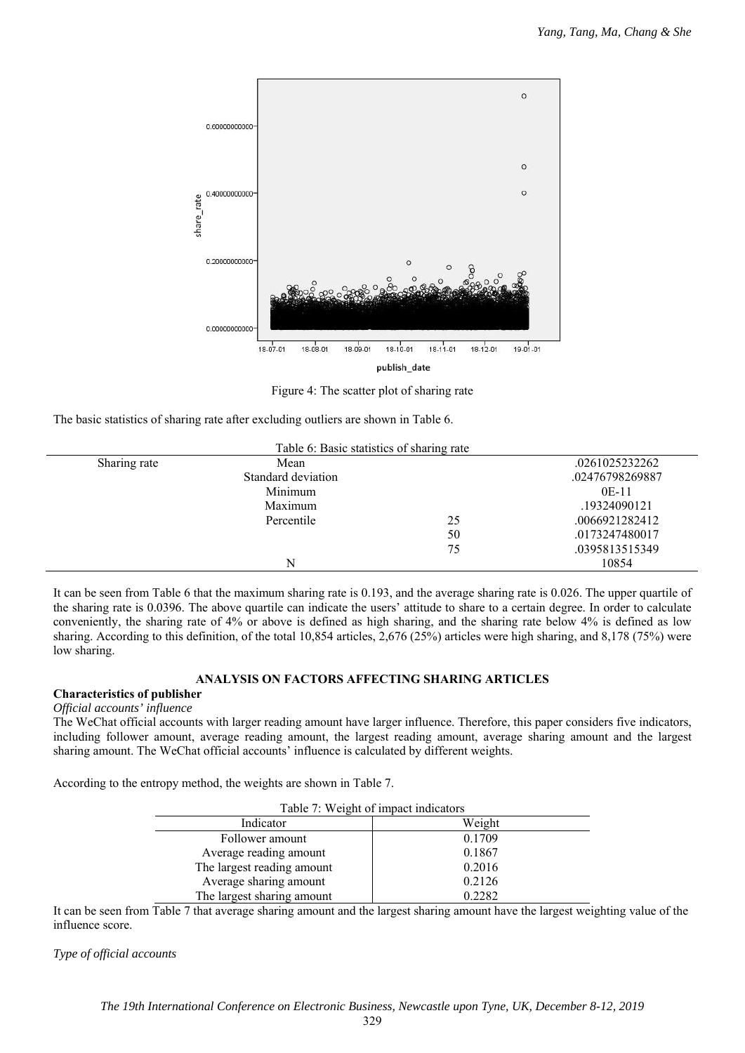Figure 4: The scatter plot of sharing rate

The basic statistics of sharing rate after excluding outliers are shown in Table 6.

Table 6: Basic statistics of sharing rate

| | | | |
|---|---|---|---|
| Sharing rate | Mean | | .0261025232262 |
| | Standard deviation | | .02476798269887 |
| | Minimum | | 0E-11 |
| | Maximum | | .19324090121 |
| | Percentile | 25 | .0066921282412 |
| | | 50 | .0173247480017 |
| | | 75 | .0395813515349 |
| | N | | 10854 |

It can be seen from Table 6 that the maximum sharing rate is 0.193, and the average sharing rate is 0.026. The upper quartile of the sharing rate is 0.0396. The above quartile can indicate the users' attitude to share to a certain degree. In order to calculate conveniently, the sharing rate of 4% or above is defined as high sharing, and the sharing rate below 4% is defined as low sharing. According to this definition, of the total 10,854 articles, 2,676 (25%) articles were high sharing, and 8,178 (75%) were low sharing.

## ANALYSIS ON FACTORS AFFECTING SHARING ARTICLES

### Characteristics of publisher

*Official accounts' influence*

The WeChat official accounts with larger reading amount have larger influence. Therefore, this paper considers five indicators, including follower amount, average reading amount, the largest reading amount, average sharing amount and the largest sharing amount. The WeChat official accounts' influence is calculated by different weights.

According to the entropy method, the weights are shown in Table 7.

Table 7: Weight of impact indicators

| Indicator | Weight |
|---|---|
| Follower amount | 0.1709 |
| Average reading amount | 0.1867 |
| The largest reading amount | 0.2016 |
| Average sharing amount | 0.2126 |
| The largest sharing amount | 0.2282 |

It can be seen from Table 7 that average sharing amount and the largest sharing amount have the largest weighting value of the influence score.

*Type of official accounts*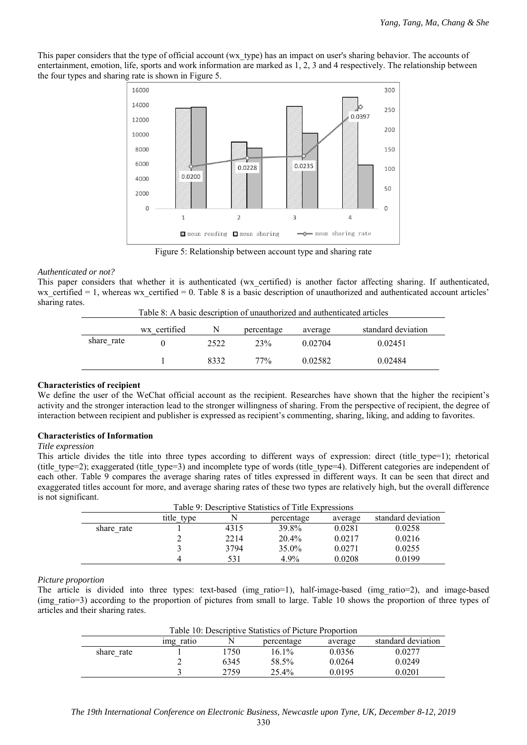This paper considers that the type of official account (wx_type) has an impact on user's sharing behavior. The accounts of entertainment, emotion, life, sports and work information are marked as 1, 2, 3 and 4 respectively. The relationship between the four types and sharing rate is shown in Figure 5.

Figure 5: Relationship between account type and sharing rate

*Authenticated or not?*

This paper considers that whether it is authenticated (wx_certified) is another factor affecting sharing. If authenticated, wx_certified = 1, whereas wx_certified = 0. Table 8 is a basic description of unauthorized and authenticated account articles' sharing rates.

Table 8: A basic description of unauthorized and authenticated articles

| | wx_certified | N | percentage | average | standard deviation |
|---|---|---|---|---|---|
| share_rate | 0 | 2522 | 23% | 0.02704 | 0.02451 |
| | 1 | 8332 | 77% | 0.02582 | 0.02484 |

**Characteristics of recipient**

We define the user of the WeChat official account as the recipient. Researches have shown that the higher the recipient's activity and the stronger interaction lead to the stronger willingness of sharing. From the perspective of recipient, the degree of interaction between recipient and publisher is expressed as recipient's commenting, sharing, liking, and adding to favorites.

**Characteristics of Information**

*Title expression*

This article divides the title into three types according to different ways of expression: direct (title_type=1); rhetorical (title_type=2); exaggerated (title_type=3) and incomplete type of words (title_type=4). Different categories are independent of each other. Table 9 compares the average sharing rates of titles expressed in different ways. It can be seen that direct and exaggerated titles account for more, and average sharing rates of these two types are relatively high, but the overall difference is not significant.

Table 9: Descriptive Statistics of Title Expressions

| | title_type | N | percentage | average | standard deviation |
|---|---|---|---|---|---|
| share_rate | 1 | 4315 | 39.8% | 0.0281 | 0.0258 |
| | 2 | 2214 | 20.4% | 0.0217 | 0.0216 |
| | 3 | 3794 | 35.0% | 0.0271 | 0.0255 |
| | 4 | 531 | 4.9% | 0.0208 | 0.0199 |

*Picture proportion*

The article is divided into three types: text-based (img_ratio=1), half-image-based (img_ratio=2), and image-based (img_ratio=3) according to the proportion of pictures from small to large. Table 10 shows the proportion of three types of articles and their sharing rates.

Table 10: Descriptive Statistics of Picture Proportion

| | img_ratio | N | percentage | average | standard deviation |
|---|---|---|---|---|---|
| share_rate | 1 | 1750 | 16.1% | 0.0356 | 0.0277 |
| | 2 | 6345 | 58.5% | 0.0264 | 0.0249 |
| | 3 | 2759 | 25.4% | 0.0195 | 0.0201 |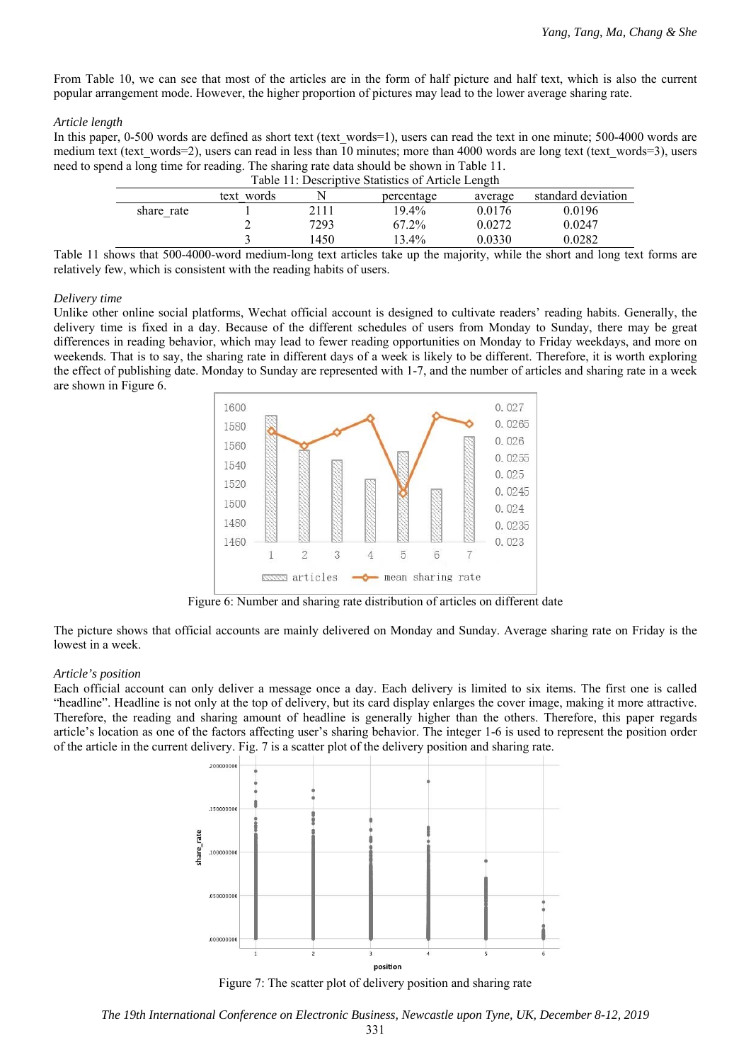From Table 10, we can see that most of the articles are in the form of half picture and half text, which is also the current popular arrangement mode. However, the higher proportion of pictures may lead to the lower average sharing rate.

*Article length*

In this paper, 0-500 words are defined as short text (text_words=1), users can read the text in one minute; 500-4000 words are medium text (text_words=2), users can read in less than 10 minutes; more than 4000 words are long text (text_words=3), users need to spend a long time for reading. The sharing rate data should be shown in Table 11.

Table 11: Descriptive Statistics of Article Length

| | text_words | N | percentage | average | standard deviation |
|---|---|---|---|---|---|
| share_rate | 1 | 2111 | 19.4% | 0.0176 | 0.0196 |
| | 2 | 7293 | 67.2% | 0.0272 | 0.0247 |
| | 3 | 1450 | 13.4% | 0.0330 | 0.0282 |

Table 11 shows that 500-4000-word medium-long text articles take up the majority, while the short and long text forms are relatively few, which is consistent with the reading habits of users.

*Delivery time*

Unlike other online social platforms, Wechat official account is designed to cultivate readers' reading habits. Generally, the delivery time is fixed in a day. Because of the different schedules of users from Monday to Sunday, there may be great differences in reading behavior, which may lead to fewer reading opportunities on Monday to Friday weekdays, and more on weekends. That is to say, the sharing rate in different days of a week is likely to be different. Therefore, it is worth exploring the effect of publishing date. Monday to Sunday are represented with 1-7, and the number of articles and sharing rate in a week are shown in Figure 6.

Figure 6: Number and sharing rate distribution of articles on different date

The picture shows that official accounts are mainly delivered on Monday and Sunday. Average sharing rate on Friday is the lowest in a week.

*Article's position*

Each official account can only deliver a message once a day. Each delivery is limited to six items. The first one is called "headline". Headline is not only at the top of delivery, but its card display enlarges the cover image, making it more attractive. Therefore, the reading and sharing amount of headline is generally higher than the others. Therefore, this paper regards article's location as one of the factors affecting user's sharing behavior. The integer 1-6 is used to represent the position order of the article in the current delivery. Fig. 7 is a scatter plot of the delivery position and sharing rate.

Figure 7: The scatter plot of delivery position and sharing rate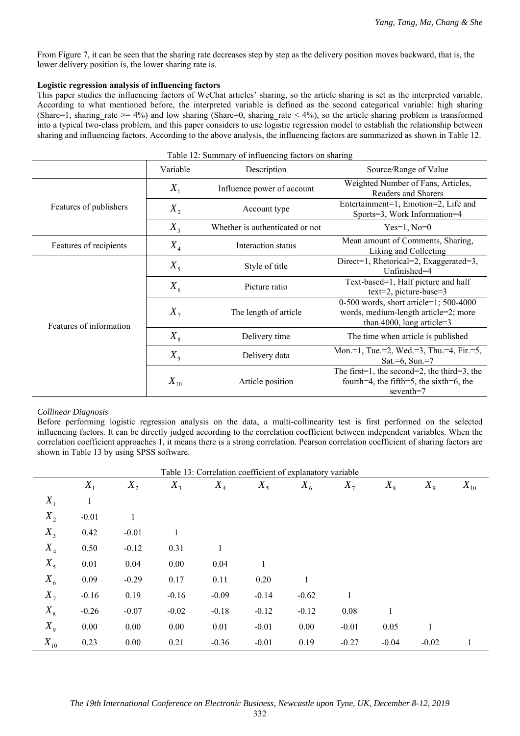From Figure 7, it can be seen that the sharing rate decreases step by step as the delivery position moves backward, that is, the lower delivery position is, the lower sharing rate is.

**Logistic regression analysis of influencing factors**

This paper studies the influencing factors of WeChat articles' sharing, so the article sharing is set as the interpreted variable. According to what mentioned before, the interpreted variable is defined as the second categorical variable: high sharing (Share=1, sharing_rate >= 4%) and low sharing (Share=0, sharing_rate < 4%), so the article sharing problem is transformed into a typical two-class problem, and this paper considers to use logistic regression model to establish the relationship between sharing and influencing factors. According to the above analysis, the influencing factors are summarized as shown in Table 12.

Table 12: Summary of influencing factors on sharing

| | Variable | Description | Source/Range of Value |
|---|---|---|---|
| Features of publishers | $X_1$ | Influence power of account | Weighted Number of Fans, Articles, Readers and Sharers |
| | $X_2$ | Account type | Entertainment=1, Emotion=2, Life and Sports=3, Work Information=4 |
| | $X_3$ | Whether is authenticated or not | Yes=1, No=0 |
| Features of recipients | $X_4$ | Interaction status | Mean amount of Comments, Sharing, Liking and Collecting |
| Features of information | $X_5$ | Style of title | Direct=1, Rhetorical=2, Exaggerated=3, Unfinished=4 |
| | $X_6$ | Picture ratio | Text-based=1, Half picture and half text=2, picture-base=3 |
| | $X_7$ | The length of article | 0-500 words, short article=1; 500-4000 words, medium-length article=2; more than 4000, long article=3 |
| | $X_8$ | Delivery time | The time when article is published |
| | $X_9$ | Delivery data | Mon.=1, Tue.=2, Wed.=3, Thu.=4, Fir.=5, Sat.=6, Sun.=7 |
| | $X_{10}$ | Article position | The first=1, the second=2, the third=3, the fourth=4, the fifth=5, the sixth=6, the seventh=7 |

*Collinear Diagnosis*

Before performing logistic regression analysis on the data, a multi-collinearity test is first performed on the selected influencing factors. It can be directly judged according to the correlation coefficient between independent variables. When the correlation coefficient approaches 1, it means there is a strong correlation. Pearson correlation coefficient of sharing factors are shown in Table 13 by using SPSS software.

Table 13: Correlation coefficient of explanatory variable

| | $X_1$ | $X_2$ | $X_3$ | $X_4$ | $X_5$ | $X_6$ | $X_7$ | $X_8$ | $X_9$ | $X_{10}$ |
|---|---|---|---|---|---|---|---|---|---|---|
| $X_1$ | 1 | | | | | | | | | |
| $X_2$ | -0.01 | 1 | | | | | | | | |
| $X_3$ | 0.42 | -0.01 | 1 | | | | | | | |
| $X_4$ | 0.50 | -0.12 | 0.31 | 1 | | | | | | |
| $X_5$ | 0.01 | 0.04 | 0.00 | 0.04 | 1 | | | | | |
| $X_6$ | 0.09 | -0.29 | 0.17 | 0.11 | 0.20 | 1 | | | | |
| $X_7$ | -0.16 | 0.19 | -0.16 | -0.09 | -0.14 | -0.62 | 1 | | | |
| $X_8$ | -0.26 | -0.07 | -0.02 | -0.18 | -0.12 | -0.12 | 0.08 | 1 | | |
| $X_9$ | 0.00 | 0.00 | 0.00 | 0.01 | -0.01 | 0.00 | -0.01 | 0.05 | 1 | |
| $X_{10}$ | 0.23 | 0.00 | 0.21 | -0.36 | -0.01 | 0.19 | -0.27 | -0.04 | -0.02 | 1 |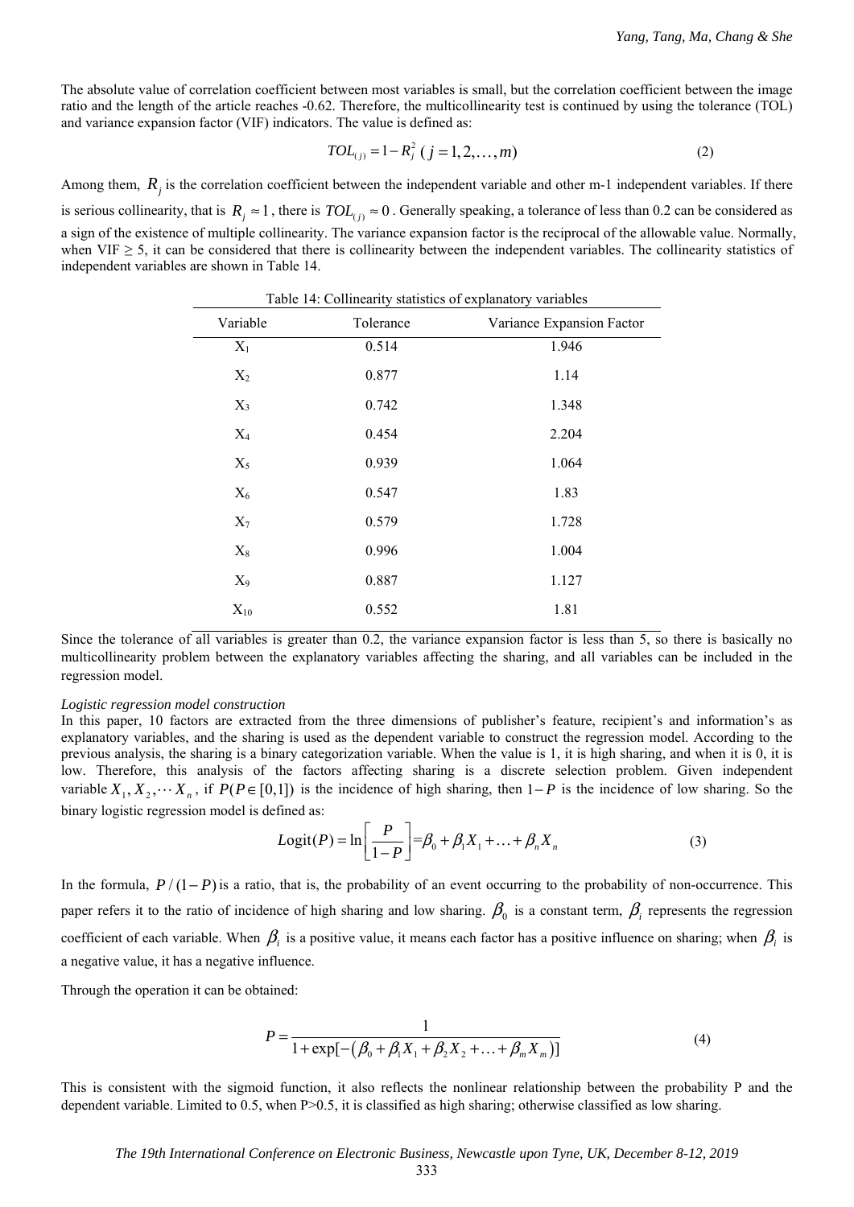The absolute value of correlation coefficient between most variables is small, but the correlation coefficient between the image ratio and the length of the article reaches -0.62. Therefore, the multicollinearity test is continued by using the tolerance (TOL) and variance expansion factor (VIF) indicators. The value is defined as:

$$TOL_{(j)} = 1 - R_j^2 \; (j = 1, 2, \ldots, m) \tag{2}$$

Among them, $R_j$ is the correlation coefficient between the independent variable and other m-1 independent variables. If there is serious collinearity, that is $R_j \approx 1$, there is $TOL_{(j)} \approx 0$. Generally speaking, a tolerance of less than 0.2 can be considered as a sign of the existence of multiple collinearity. The variance expansion factor is the reciprocal of the allowable value. Normally, when VIF ≥ 5, it can be considered that there is collinearity between the independent variables. The collinearity statistics of independent variables are shown in Table 14.

Table 14: Collinearity statistics of explanatory variables

| Variable | Tolerance | Variance Expansion Factor |
|---|---|---|
| $X_1$ | 0.514 | 1.946 |
| $X_2$ | 0.877 | 1.14 |
| $X_3$ | 0.742 | 1.348 |
| $X_4$ | 0.454 | 2.204 |
| $X_5$ | 0.939 | 1.064 |
| $X_6$ | 0.547 | 1.83 |
| $X_7$ | 0.579 | 1.728 |
| $X_8$ | 0.996 | 1.004 |
| $X_9$ | 0.887 | 1.127 |
| $X_{10}$ | 0.552 | 1.81 |

Since the tolerance of all variables is greater than 0.2, the variance expansion factor is less than 5, so there is basically no multicollinearity problem between the explanatory variables affecting the sharing, and all variables can be included in the regression model.

*Logistic regression model construction*

In this paper, 10 factors are extracted from the three dimensions of publisher's feature, recipient's and information's as explanatory variables, and the sharing is used as the dependent variable to construct the regression model. According to the previous analysis, the sharing is a binary categorization variable. When the value is 1, it is high sharing, and when it is 0, it is low. Therefore, this analysis of the factors affecting sharing is a discrete selection problem. Given independent variable $X_1, X_2, \cdots X_n$, if $P(P \in [0,1])$ is the incidence of high sharing, then $1-P$ is the incidence of low sharing. So the binary logistic regression model is defined as:

$$Logit(P) = \ln\left[\frac{P}{1-P}\right] = \beta_0 + \beta_1 X_1 + \ldots + \beta_n X_n \tag{3}$$

In the formula, $P/(1-P)$ is a ratio, that is, the probability of an event occurring to the probability of non-occurrence. This paper refers it to the ratio of incidence of high sharing and low sharing. $\beta_0$ is a constant term, $\beta_i$ represents the regression coefficient of each variable. When $\beta_i$ is a positive value, it means each factor has a positive influence on sharing; when $\beta_i$ is a negative value, it has a negative influence.

Through the operation it can be obtained:

$$P = \frac{1}{1 + \exp[-(\beta_0 + \beta_1 X_1 + \beta_2 X_2 + \ldots + \beta_m X_m)]} \tag{4}$$

This is consistent with the sigmoid function, it also reflects the nonlinear relationship between the probability P and the dependent variable. Limited to 0.5, when P>0.5, it is classified as high sharing; otherwise classified as low sharing.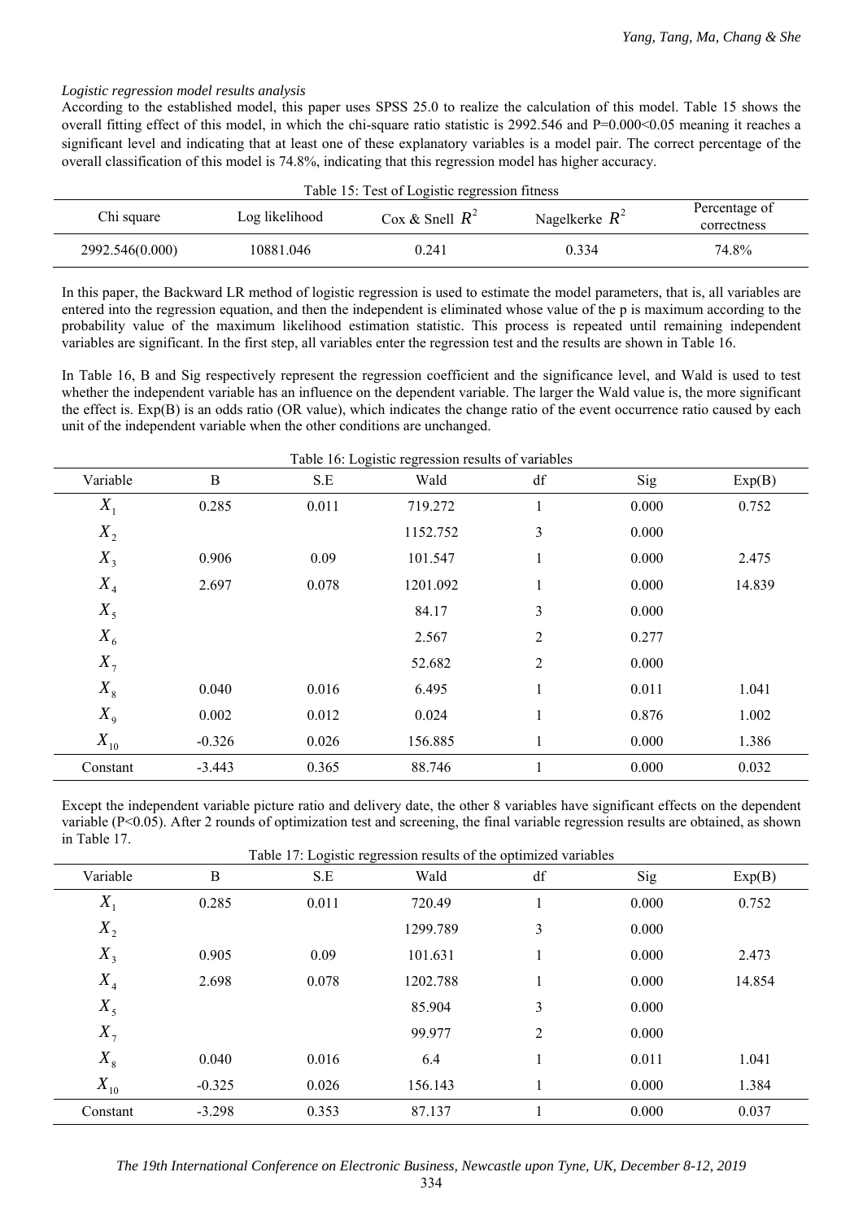*Logistic regression model results analysis*

According to the established model, this paper uses SPSS 25.0 to realize the calculation of this model. Table 15 shows the overall fitting effect of this model, in which the chi-square ratio statistic is 2992.546 and P=0.000<0.05 meaning it reaches a significant level and indicating that at least one of these explanatory variables is a model pair. The correct percentage of the overall classification of this model is 74.8%, indicating that this regression model has higher accuracy.

Table 15: Test of Logistic regression fitness

| Chi square | Log likelihood | Cox & Snell $R^2$ | Nagelkerke $R^2$ | Percentage of correctness |
|---|---|---|---|---|
| 2992.546(0.000) | 10881.046 | 0.241 | 0.334 | 74.8% |

In this paper, the Backward LR method of logistic regression is used to estimate the model parameters, that is, all variables are entered into the regression equation, and then the independent is eliminated whose value of the p is maximum according to the probability value of the maximum likelihood estimation statistic. This process is repeated until remaining independent variables are significant. In the first step, all variables enter the regression test and the results are shown in Table 16.

In Table 16, B and Sig respectively represent the regression coefficient and the significance level, and Wald is used to test whether the independent variable has an influence on the dependent variable. The larger the Wald value is, the more significant the effect is. Exp(B) is an odds ratio (OR value), which indicates the change ratio of the event occurrence ratio caused by each unit of the independent variable when the other conditions are unchanged.

Table 16: Logistic regression results of variables

| Variable | B | S.E | Wald | df | Sig | Exp(B) |
|---|---|---|---|---|---|---|
| $X_1$ | 0.285 | 0.011 | 719.272 | 1 | 0.000 | 0.752 |
| $X_2$ | | | 1152.752 | 3 | 0.000 | |
| $X_3$ | 0.906 | 0.09 | 101.547 | 1 | 0.000 | 2.475 |
| $X_4$ | 2.697 | 0.078 | 1201.092 | 1 | 0.000 | 14.839 |
| $X_5$ | | | 84.17 | 3 | 0.000 | |
| $X_6$ | | | 2.567 | 2 | 0.277 | |
| $X_7$ | | | 52.682 | 2 | 0.000 | |
| $X_8$ | 0.040 | 0.016 | 6.495 | 1 | 0.011 | 1.041 |
| $X_9$ | 0.002 | 0.012 | 0.024 | 1 | 0.876 | 1.002 |
| $X_{10}$ | -0.326 | 0.026 | 156.885 | 1 | 0.000 | 1.386 |
| Constant | -3.443 | 0.365 | 88.746 | 1 | 0.000 | 0.032 |

Except the independent variable picture ratio and delivery date, the other 8 variables have significant effects on the dependent variable (P<0.05). After 2 rounds of optimization test and screening, the final variable regression results are obtained, as shown in Table 17.

Table 17: Logistic regression results of the optimized variables

| Variable | B | S.E | Wald | df | Sig | Exp(B) |
|---|---|---|---|---|---|---|
| $X_1$ | 0.285 | 0.011 | 720.49 | 1 | 0.000 | 0.752 |
| $X_2$ | | | 1299.789 | 3 | 0.000 | |
| $X_3$ | 0.905 | 0.09 | 101.631 | 1 | 0.000 | 2.473 |
| $X_4$ | 2.698 | 0.078 | 1202.788 | 1 | 0.000 | 14.854 |
| $X_5$ | | | 85.904 | 3 | 0.000 | |
| $X_7$ | | | 99.977 | 2 | 0.000 | |
| $X_8$ | 0.040 | 0.016 | 6.4 | 1 | 0.011 | 1.041 |
| $X_{10}$ | -0.325 | 0.026 | 156.143 | 1 | 0.000 | 1.384 |
| Constant | -3.298 | 0.353 | 87.137 | 1 | 0.000 | 0.037 |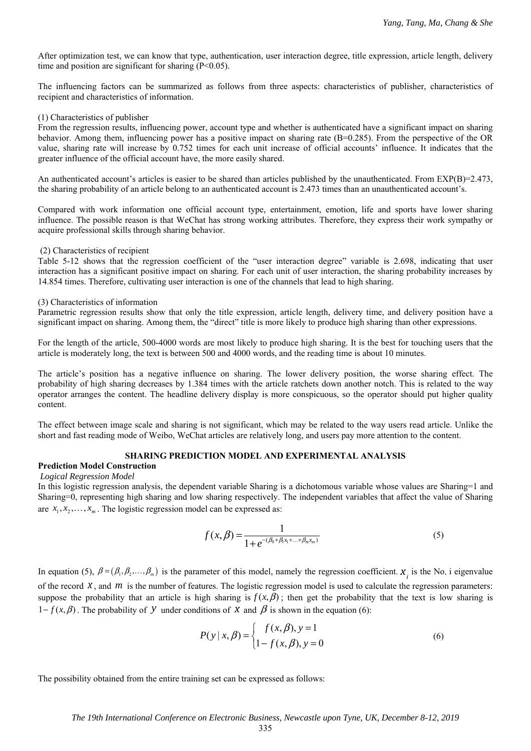After optimization test, we can know that type, authentication, user interaction degree, title expression, article length, delivery time and position are significant for sharing ($P<0.05$).

The influencing factors can be summarized as follows from three aspects: characteristics of publisher, characteristics of recipient and characteristics of information.

(1) Characteristics of publisher

From the regression results, influencing power, account type and whether is authenticated have a significant impact on sharing behavior. Among them, influencing power has a positive impact on sharing rate (B=0.285). From the perspective of the OR value, sharing rate will increase by 0.752 times for each unit increase of official accounts' influence. It indicates that the greater influence of the official account have, the more easily shared.

An authenticated account's articles is easier to be shared than articles published by the unauthenticated. From EXP(B)=2.473, the sharing probability of an article belong to an authenticated account is 2.473 times than an unauthenticated account's.

Compared with work information one official account type, entertainment, emotion, life and sports have lower sharing influence. The possible reason is that WeChat has strong working attributes. Therefore, they express their work sympathy or acquire professional skills through sharing behavior.

(2) Characteristics of recipient

Table 5-12 shows that the regression coefficient of the "user interaction degree" variable is 2.698, indicating that user interaction has a significant positive impact on sharing. For each unit of user interaction, the sharing probability increases by 14.854 times. Therefore, cultivating user interaction is one of the channels that lead to high sharing.

(3) Characteristics of information

Parametric regression results show that only the title expression, article length, delivery time, and delivery position have a significant impact on sharing. Among them, the "direct" title is more likely to produce high sharing than other expressions.

For the length of the article, 500-4000 words are most likely to produce high sharing. It is the best for touching users that the article is moderately long, the text is between 500 and 4000 words, and the reading time is about 10 minutes.

The article's position has a negative influence on sharing. The lower delivery position, the worse sharing effect. The probability of high sharing decreases by 1.384 times with the article ratchets down another notch. This is related to the way operator arranges the content. The headline delivery display is more conspicuous, so the operator should put higher quality content.

The effect between image scale and sharing is not significant, which may be related to the way users read article. Unlike the short and fast reading mode of Weibo, WeChat articles are relatively long, and users pay more attention to the content.

## SHARING PREDICTION MODEL AND EXPERIMENTAL ANALYSIS

### Prediction Model Construction

#### *Logical Regression Model*

In this logistic regression analysis, the dependent variable Sharing is a dichotomous variable whose values are Sharing=1 and Sharing=0, representing high sharing and low sharing respectively. The independent variables that affect the value of Sharing are $x_1, x_2, \ldots, x_m$. The logistic regression model can be expressed as:

$$f(x,\beta) = \frac{1}{1+e^{-(\beta_0+\beta_1 x_1+\ldots+\beta_m x_m)}} \tag{5}$$

In equation (5), $\beta = (\beta_1, \beta_2, \ldots, \beta_m)$ is the parameter of this model, namely the regression coefficient. $x_i$ is the No. i eigenvalue of the record $x$, and $m$ is the number of features. The logistic regression model is used to calculate the regression parameters: suppose the probability that an article is high sharing is $f(x,\beta)$; then get the probability that the text is low sharing is $1-f(x,\beta)$. The probability of $y$ under conditions of $x$ and $\beta$ is shown in the equation (6):

$$P(y \mid x,\beta) = \begin{cases} f(x,\beta), y=1 \\ 1-f(x,\beta), y=0 \end{cases} \tag{6}$$

The possibility obtained from the entire training set can be expressed as follows: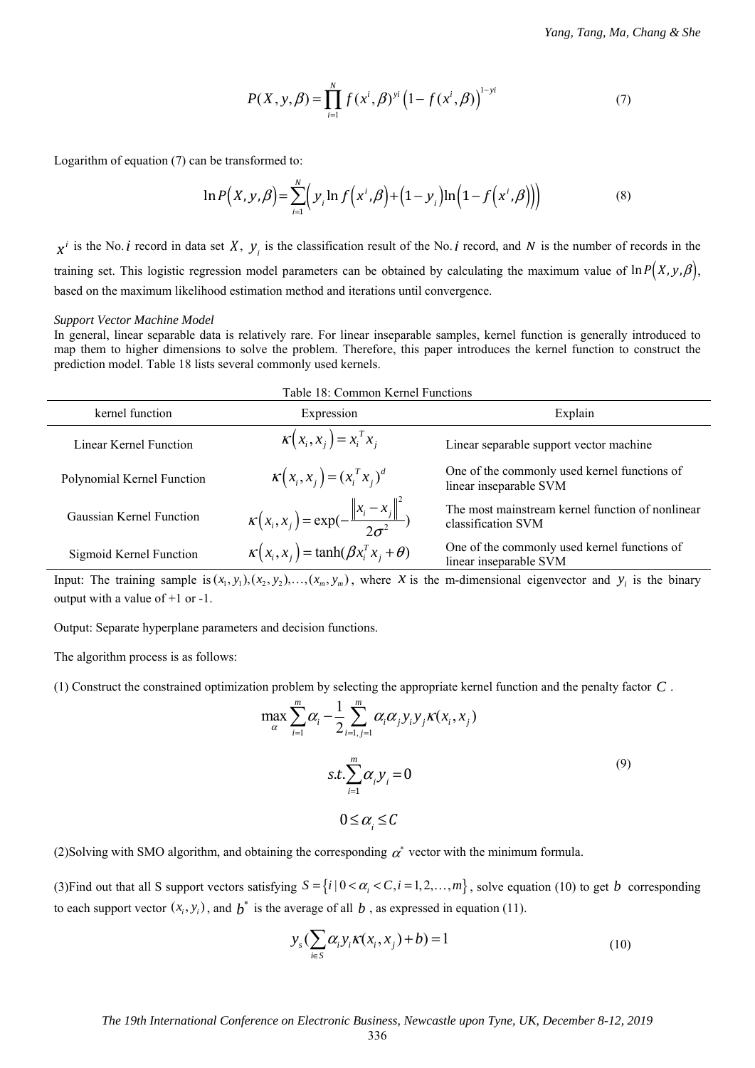$$P(X, y, \beta) = \prod_{i=1}^{N} f(x^i, \beta)^{yi} \left(1 - f(x^i, \beta)\right)^{1-yi} \tag{7}$$

Logarithm of equation (7) can be transformed to:

$$\ln P\left(X, y, \beta\right) = \sum_{i=1}^{N} \left( y_i \ln f\left(x^i, \beta\right) + \left(1 - y_i\right) \ln\left(1 - f\left(x^i, \beta\right)\right)\right) \tag{8}$$

$x^i$ is the No. $i$ record in data set $X$, $y_i$ is the classification result of the No. $i$ record, and $N$ is the number of records in the training set. This logistic regression model parameters can be obtained by calculating the maximum value of $\ln P\left(X, y, \beta\right)$, based on the maximum likelihood estimation method and iterations until convergence.

*Support Vector Machine Model*

In general, linear separable data is relatively rare. For linear inseparable samples, kernel function is generally introduced to map them to higher dimensions to solve the problem. Therefore, this paper introduces the kernel function to construct the prediction model. Table 18 lists several commonly used kernels.

Table 18: Common Kernel Functions

| kernel function | Expression | Explain |
|---|---|---|
| Linear Kernel Function | $\kappa\left(x_i, x_j\right) = x_i^T x_j$ | Linear separable support vector machine |
| Polynomial Kernel Function | $\kappa\left(x_i, x_j\right) = (x_i^T x_j)^d$ | One of the commonly used kernel functions of linear inseparable SVM |
| Gaussian Kernel Function | $\kappa\left(x_i, x_j\right) = \exp(-\frac{\left\Vert x_i - x_j \right\Vert^2}{2\sigma^2})$ | The most mainstream kernel function of nonlinear classification SVM |
| Sigmoid Kernel Function | $\kappa\left(x_i, x_j\right) = \tanh(\beta x_i^T x_j + \theta)$ | One of the commonly used kernel functions of linear inseparable SVM |

Input: The training sample is $(x_1, y_1), (x_2, y_2), \ldots, (x_m, y_m)$, where $X$ is the m-dimensional eigenvector and $y_i$ is the binary output with a value of +1 or -1.

Output: Separate hyperplane parameters and decision functions.

The algorithm process is as follows:

(1) Construct the constrained optimization problem by selecting the appropriate kernel function and the penalty factor $C$.

$$\max_{\alpha} \sum_{i=1}^{m} \alpha_i - \frac{1}{2} \sum_{i=1, j=1}^{m} \alpha_i \alpha_j y_i y_j \kappa(x_i, x_j)$$

$$s.t. \sum_{i=1}^{m} \alpha_i y_i = 0 \tag{9}$$

$$0 \leq \alpha_i \leq C$$

(2)Solving with SMO algorithm, and obtaining the corresponding $\alpha^*$ vector with the minimum formula.

(3)Find out that all S support vectors satisfying $S = \{i \mid 0 < \alpha_i < C, i = 1, 2, \ldots, m\}$, solve equation (10) to get $b$ corresponding to each support vector $(x_i, y_i)$, and $b^*$ is the average of all $b$, as expressed in equation (11).

$$y_s(\sum_{i \in S} \alpha_i y_i \kappa(x_i, x_j) + b) = 1 \tag{10}$$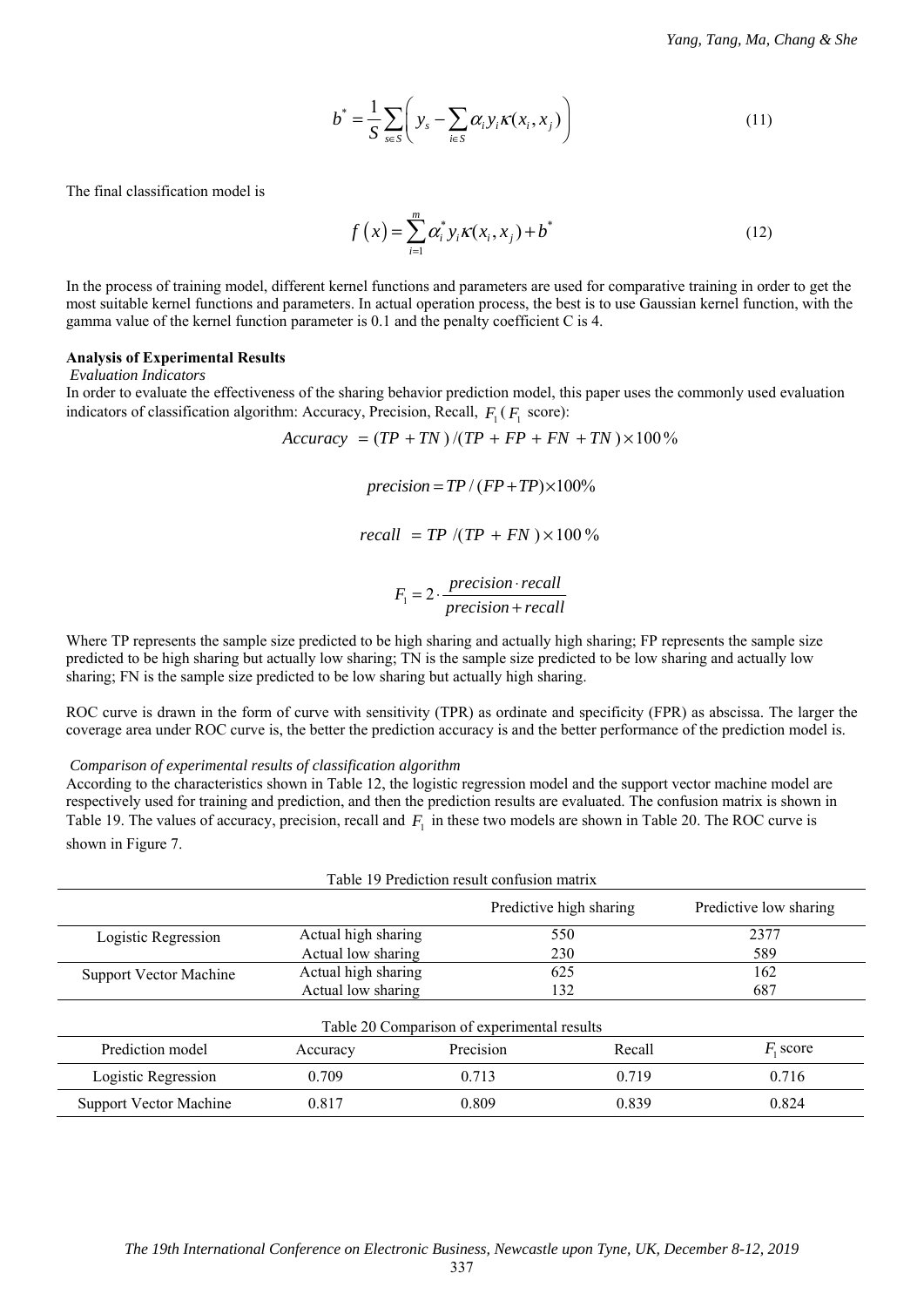$$b^* = \frac{1}{S}\sum_{s\in S}\left( y_s - \sum_{i\in S}\alpha_i y_i \kappa(x_i, x_j) \right) \tag{11}$$

The final classification model is

$$f(x) = \sum_{i=1}^{m}\alpha_i^* y_i \kappa(x_i, x_j) + b^* \tag{12}$$

In the process of training model, different kernel functions and parameters are used for comparative training in order to get the most suitable kernel functions and parameters. In actual operation process, the best is to use Gaussian kernel function, with the gamma value of the kernel function parameter is 0.1 and the penalty coefficient C is 4.

**Analysis of Experimental Results**

*Evaluation Indicators*

In order to evaluate the effectiveness of the sharing behavior prediction model, this paper uses the commonly used evaluation indicators of classification algorithm: Accuracy, Precision, Recall, $F_1$ ($F_1$ score):

$$Accuracy = (TP + TN)/(TP + FP + FN + TN) \times 100\%$$

$$precision = TP/(FP + TP) \times 100\%$$

$$recall = TP/(TP + FN) \times 100\%$$

$$F_1 = 2 \cdot \frac{precision \cdot recall}{precision + recall}$$

Where TP represents the sample size predicted to be high sharing and actually high sharing; FP represents the sample size predicted to be high sharing but actually low sharing; TN is the sample size predicted to be low sharing and actually low sharing; FN is the sample size predicted to be low sharing but actually high sharing.

ROC curve is drawn in the form of curve with sensitivity (TPR) as ordinate and specificity (FPR) as abscissa. The larger the coverage area under ROC curve is, the better the prediction accuracy is and the better performance of the prediction model is.

*Comparison of experimental results of classification algorithm*

According to the characteristics shown in Table 12, the logistic regression model and the support vector machine model are respectively used for training and prediction, and then the prediction results are evaluated. The confusion matrix is shown in Table 19. The values of accuracy, precision, recall and $F_1$ in these two models are shown in Table 20. The ROC curve is shown in Figure 7.

Table 19 Prediction result confusion matrix

| | | Predictive high sharing | Predictive low sharing |
|---|---|---|---|
| Logistic Regression | Actual high sharing | 550 | 2377 |
| | Actual low sharing | 230 | 589 |
| Support Vector Machine | Actual high sharing | 625 | 162 |
| | Actual low sharing | 132 | 687 |

Table 20 Comparison of experimental results

| Prediction model | Accuracy | Precision | Recall | $F_1$ score |
|---|---|---|---|---|
| Logistic Regression | 0.709 | 0.713 | 0.719 | 0.716 |
| Support Vector Machine | 0.817 | 0.809 | 0.839 | 0.824 |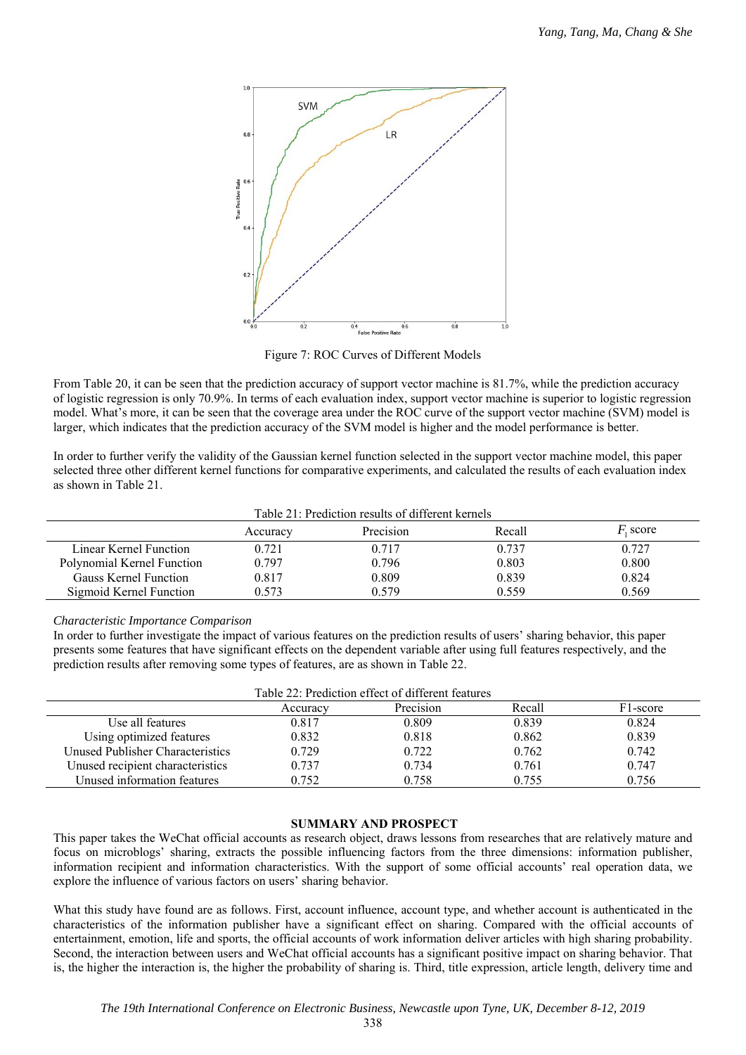Figure 7: ROC Curves of Different Models

From Table 20, it can be seen that the prediction accuracy of support vector machine is 81.7%, while the prediction accuracy of logistic regression is only 70.9%. In terms of each evaluation index, support vector machine is superior to logistic regression model. What's more, it can be seen that the coverage area under the ROC curve of the support vector machine (SVM) model is larger, which indicates that the prediction accuracy of the SVM model is higher and the model performance is better.

In order to further verify the validity of the Gaussian kernel function selected in the support vector machine model, this paper selected three other different kernel functions for comparative experiments, and calculated the results of each evaluation index as shown in Table 21.

Table 21: Prediction results of different kernels

| | Accuracy | Precision | Recall | $F_1$ score |
|---|---|---|---|---|
| Linear Kernel Function | 0.721 | 0.717 | 0.737 | 0.727 |
| Polynomial Kernel Function | 0.797 | 0.796 | 0.803 | 0.800 |
| Gauss Kernel Function | 0.817 | 0.809 | 0.839 | 0.824 |
| Sigmoid Kernel Function | 0.573 | 0.579 | 0.559 | 0.569 |

*Characteristic Importance Comparison*

In order to further investigate the impact of various features on the prediction results of users' sharing behavior, this paper presents some features that have significant effects on the dependent variable after using full features respectively, and the prediction results after removing some types of features, are as shown in Table 22.

Table 22: Prediction effect of different features

| | Accuracy | Precision | Recall | F1-score |
|---|---|---|---|---|
| Use all features | 0.817 | 0.809 | 0.839 | 0.824 |
| Using optimized features | 0.832 | 0.818 | 0.862 | 0.839 |
| Unused Publisher Characteristics | 0.729 | 0.722 | 0.762 | 0.742 |
| Unused recipient characteristics | 0.737 | 0.734 | 0.761 | 0.747 |
| Unused information features | 0.752 | 0.758 | 0.755 | 0.756 |

## SUMMARY AND PROSPECT

This paper takes the WeChat official accounts as research object, draws lessons from researches that are relatively mature and focus on microblogs' sharing, extracts the possible influencing factors from the three dimensions: information publisher, information recipient and information characteristics. With the support of some official accounts' real operation data, we explore the influence of various factors on users' sharing behavior.

What this study have found are as follows. First, account influence, account type, and whether account is authenticated in the characteristics of the information publisher have a significant effect on sharing. Compared with the official accounts of entertainment, emotion, life and sports, the official accounts of work information deliver articles with high sharing probability. Second, the interaction between users and WeChat official accounts has a significant positive impact on sharing behavior. That is, the higher the interaction is, the higher the probability of sharing is. Third, title expression, article length, delivery time and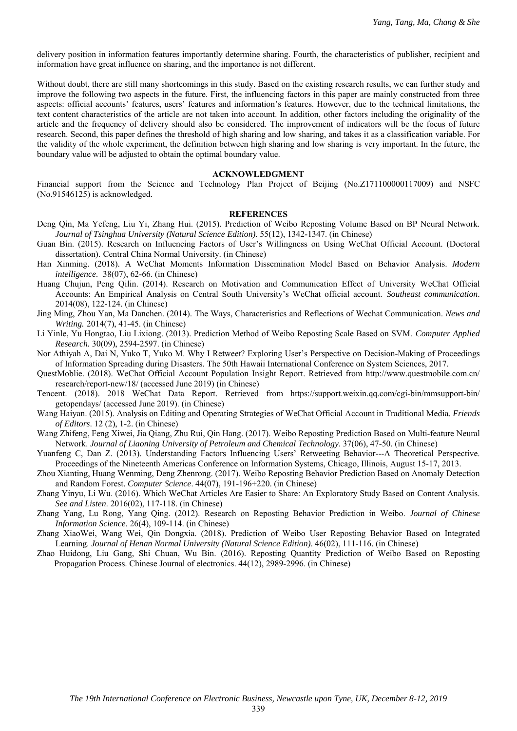delivery position in information features importantly determine sharing. Fourth, the characteristics of publisher, recipient and information have great influence on sharing, and the importance is not different.

Without doubt, there are still many shortcomings in this study. Based on the existing research results, we can further study and improve the following two aspects in the future. First, the influencing factors in this paper are mainly constructed from three aspects: official accounts' features, users' features and information's features. However, due to the technical limitations, the text content characteristics of the article are not taken into account. In addition, other factors including the originality of the article and the frequency of delivery should also be considered. The improvement of indicators will be the focus of future research. Second, this paper defines the threshold of high sharing and low sharing, and takes it as a classification variable. For the validity of the whole experiment, the definition between high sharing and low sharing is very important. In the future, the boundary value will be adjusted to obtain the optimal boundary value.

## ACKNOWLEDGMENT

Financial support from the Science and Technology Plan Project of Beijing (No.Z171100000117009) and NSFC (No.91546125) is acknowledged.

## REFERENCES

Deng Qin, Ma Yefeng, Liu Yi, Zhang Hui. (2015). Prediction of Weibo Reposting Volume Based on BP Neural Network. *Journal of Tsinghua University (Natural Science Edition)*. 55(12), 1342-1347. (in Chinese)

Guan Bin. (2015). Research on Influencing Factors of User's Willingness on Using WeChat Official Account. (Doctoral dissertation). Central China Normal University. (in Chinese)

Han Xinming. (2018). A WeChat Moments Information Dissemination Model Based on Behavior Analysis. *Modern intelligence*. 38(07), 62-66. (in Chinese)

Huang Chujun, Peng Qilin. (2014). Research on Motivation and Communication Effect of University WeChat Official Accounts: An Empirical Analysis on Central South University's WeChat official account. *Southeast communication*. 2014(08), 122-124. (in Chinese)

Jing Ming, Zhou Yan, Ma Danchen. (2014). The Ways, Characteristics and Reflections of Wechat Communication. *News and Writing.* 2014(7), 41-45. (in Chinese)

Li Yinle, Yu Hongtao, Liu Lixiong. (2013). Prediction Method of Weibo Reposting Scale Based on SVM. *Computer Applied Research.* 30(09), 2594-2597. (in Chinese)

Nor Athiyah A, Dai N, Yuko T, Yuko M. Why I Retweet? Exploring User's Perspective on Decision-Making of Proceedings of Information Spreading during Disasters. The 50th Hawaii International Conference on System Sciences, 2017.

QuestMoblie. (2018). WeChat Official Account Population Insight Report. Retrieved from http://www.questmobile.com.cn/research/report-new/18/ (accessed June 2019) (in Chinese)

Tencent. (2018). 2018 WeChat Data Report. Retrieved from https://support.weixin.qq.com/cgi-bin/mmsupport-bin/getopendays/ (accessed June 2019). (in Chinese)

Wang Haiyan. (2015). Analysis on Editing and Operating Strategies of WeChat Official Account in Traditional Media. *Friends of Editors*. 12 (2), 1-2. (in Chinese)

Wang Zhifeng, Feng Xiwei, Jia Qiang, Zhu Rui, Qin Hang. (2017). Weibo Reposting Prediction Based on Multi-feature Neural Network. *Journal of Liaoning University of Petroleum and Chemical Technology*. 37(06), 47-50. (in Chinese)

Yuanfeng C, Dan Z. (2013). Understanding Factors Influencing Users' Retweeting Behavior---A Theoretical Perspective. Proceedings of the Nineteenth Americas Conference on Information Systems, Chicago, Illinois, August 15-17, 2013.

Zhou Xianting, Huang Wenming, Deng Zhenrong. (2017). Weibo Reposting Behavior Prediction Based on Anomaly Detection and Random Forest. *Computer Science*. 44(07), 191-196+220. (in Chinese)

Zhang Yinyu, Li Wu. (2016). Which WeChat Articles Are Easier to Share: An Exploratory Study Based on Content Analysis. *See and Listen*. 2016(02), 117-118. (in Chinese)

Zhang Yang, Lu Rong, Yang Qing. (2012). Research on Reposting Behavior Prediction in Weibo. *Journal of Chinese Information Science*. 26(4), 109-114. (in Chinese)

Zhang XiaoWei, Wang Wei, Qin Dongxia. (2018). Prediction of Weibo User Reposting Behavior Based on Integrated Learning. *Journal of Henan Normal University (Natural Science Edition)*. 46(02), 111-116. (in Chinese)

Zhao Huidong, Liu Gang, Shi Chuan, Wu Bin. (2016). Reposting Quantity Prediction of Weibo Based on Reposting Propagation Process. Chinese Journal of electronics. 44(12), 2989-2996. (in Chinese)